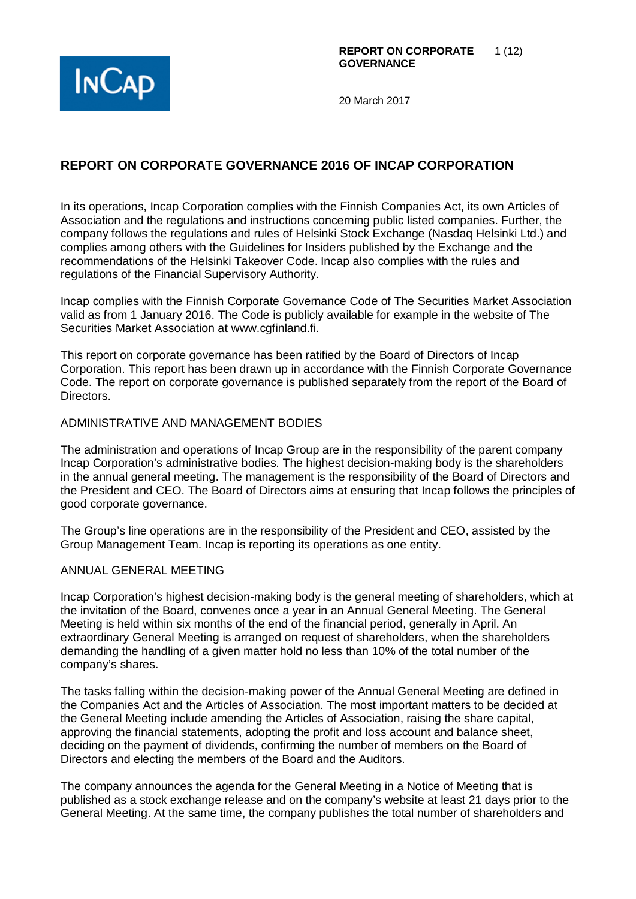# REPORT ON CORPORATE GOVERNANCE 2016 OF INCAP CORPORATION

20 March 2017

In its operations, Incap Corporation complies with the Finnish Companies Act, its own Articles of Association and the regulations and instructions concerning public listed companies. Further, the company follows the regulations and rules of Helsinki Stock Exchange (Nasdaq Helsinki Ltd.) and complies among others with the Guidelines for Insiders published by the Exchange and the recommendations of the Helsinki Takeover Code. Incap also complies with the rules and regulations of the Financial Supervisory Authority.

Incap complies with the Finnish Corporate Governance Code of The Securities Market Association valid as from 1 January 2016. The Code is publicly available for example in the website of The Securities Market Association at www.cgfinland.fi.

This report on corporate governance has been ratified by the Board of Directors of Incap Corporation. This report has been drawn up in accordance with the Finnish Corporate Governance Code. The report on corporate governance is published separately from the report of the Board of Directors.

## ADMINISTRATIVE AND MANAGEMENT BODIES

The administration and operations of Incap Group are in the responsibility of the parent company Incap Corporation's administrative bodies. The highest decision-making body is the shareholders in the annual general meeting. The management is the responsibility of the Board of Directors and the President and CEO. The Board of Directors aims at ensuring that Incap follows the principles of good corporate governance.

The Group's line operations are in the responsibility of the President and CEO, assisted by the Group Management Team. Incap is reporting its operations as one entity.

## ANNUAL GENERAL MEETING

Incap Corporation's highest decision-making body is the general meeting of shareholders, which at the invitation of the Board, convenes once a year in an Annual General Meeting. The General Meeting is held within six months of the end of the financial period, generally in April. An extraordinary General Meeting is arranged on request of shareholders, when the shareholders demanding the handling of a given matter hold no less than 10% of the total number of the company's shares.

The tasks falling within the decision-making power of the Annual General Meeting are defined in the Companies Act and the Articles of Association. The most important matters to be decided at the General Meeting include amending the Articles of Association, raising the share capital, approving the financial statements, adopting the profit and loss account and balance sheet, deciding on the payment of dividends, confirming the number of members on the Board of Directors and electing the members of the Board and the Auditors.

The company announces the agenda for the General Meeting in a Notice of Meeting that is published as a stock exchange release and on the company's website at least 21 days prior to the General Meeting. At the same time, the company publishes the total number of shareholders and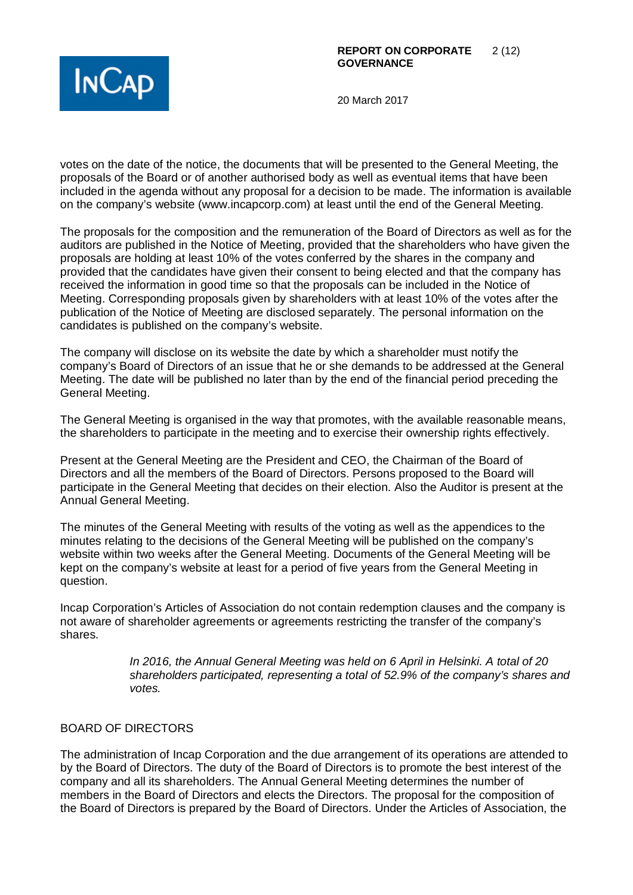votes on the date of the notice, the documents that will be presented to the General Meeting, the proposals of the Board or of another authorised body as well as eventual items that have been included in the agenda without any proposal for a decision to be made. The information is available on the company's website (www.incapcorp.com) at least until the end of the General Meeting.

The proposals for the composition and the remuneration of the Board of Directors as well as for the auditors are published in the Notice of Meeting, provided that the shareholders who have given the proposals are holding at least 10% of the votes conferred by the shares in the company and provided that the candidates have given their consent to being elected and that the company has received the information in good time so that the proposals can be included in the Notice of Meeting. Corresponding proposals given by shareholders with at least 10% of the votes after the publication of the Notice of Meeting are disclosed separately. The personal information on the candidates is published on the company's website.

The company will disclose on its website the date by which a shareholder must notify the company's Board of Directors of an issue that he or she demands to be addressed at the General Meeting. The date will be published no later than by the end of the financial period preceding the General Meeting.

The General Meeting is organised in the way that promotes, with the available reasonable means, the shareholders to participate in the meeting and to exercise their ownership rights effectively.

Present at the General Meeting are the President and CEO, the Chairman of the Board of Directors and all the members of the Board of Directors. Persons proposed to the Board will participate in the General Meeting that decides on their election. Also the Auditor is present at the Annual General Meeting.

The minutes of the General Meeting with results of the voting as well as the appendices to the minutes relating to the decisions of the General Meeting will be published on the company's website within two weeks after the General Meeting. Documents of the General Meeting will be kept on the company's website at least for a period of five years from the General Meeting in question.

Incap Corporation's Articles of Association do not contain redemption clauses and the company is not aware of shareholder agreements or agreements restricting the transfer of the company's shares.

> *In 2016, the Annual General Meeting was held on 6 April in Helsinki. A total of 20 shareholders participated, representing a total of 52.9% of the company's shares and votes.*

## BOARD OF DIRECTORS

The administration of Incap Corporation and the due arrangement of its operations are attended to by the Board of Directors. The duty of the Board of Directors is to promote the best interest of the company and all its shareholders. The Annual General Meeting determines the number of members in the Board of Directors and elects the Directors. The proposal for the composition of the Board of Directors is prepared by the Board of Directors. Under the Articles of Association, the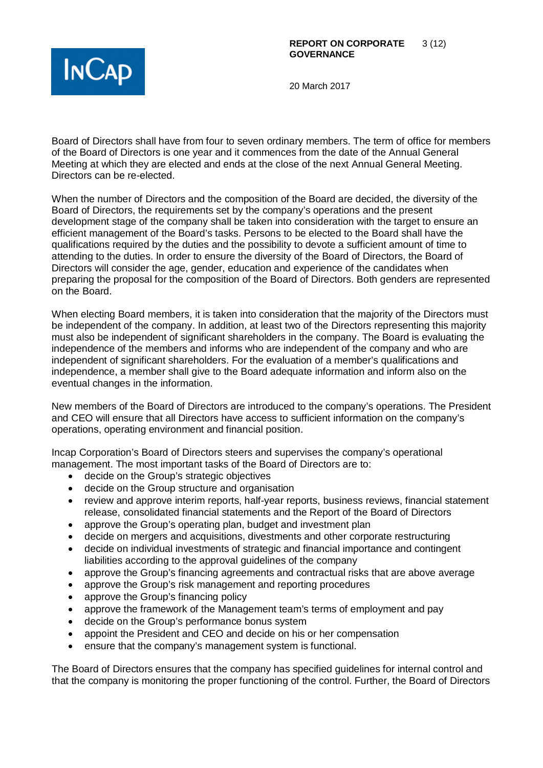Board of Directors shall have from four to seven ordinary members. The term of office for members of the Board of Directors is one year and it commences from the date of the Annual General Meeting at which they are elected and ends at the close of the next Annual General Meeting. Directors can be re-elected.

When the number of Directors and the composition of the Board are decided, the diversity of the Board of Directors, the requirements set by the company's operations and the present development stage of the company shall be taken into consideration with the target to ensure an efficient management of the Board's tasks. Persons to be elected to the Board shall have the qualifications required by the duties and the possibility to devote a sufficient amount of time to attending to the duties. In order to ensure the diversity of the Board of Directors, the Board of Directors will consider the age, gender, education and experience of the candidates when preparing the proposal for the composition of the Board of Directors. Both genders are represented on the Board.

When electing Board members, it is taken into consideration that the majority of the Directors must be independent of the company. In addition, at least two of the Directors representing this majority must also be independent of significant shareholders in the company. The Board is evaluating the independence of the members and informs who are independent of the company and who are independent of significant shareholders. For the evaluation of a member's qualifications and independence, a member shall give to the Board adequate information and inform also on the eventual changes in the information.

New members of the Board of Directors are introduced to the company's operations. The President and CEO will ensure that all Directors have access to sufficient information on the company's operations, operating environment and financial position.

Incap Corporation's Board of Directors steers and supervises the company's operational management. The most important tasks of the Board of Directors are to:

- decide on the Group's strategic objectives
- decide on the Group structure and organisation
- review and approve interim reports, half-year reports, business reviews, financial statement release, consolidated financial statements and the Report of the Board of Directors
- approve the Group's operating plan, budget and investment plan
- decide on mergers and acquisitions, divestments and other corporate restructuring
- decide on individual investments of strategic and financial importance and contingent liabilities according to the approval guidelines of the company
- approve the Group's financing agreements and contractual risks that are above average
- approve the Group's risk management and reporting procedures
- approve the Group's financing policy
- approve the framework of the Management team's terms of employment and pay
- decide on the Group's performance bonus system
- appoint the President and CEO and decide on his or her compensation
- ensure that the company's management system is functional.

The Board of Directors ensures that the company has specified guidelines for internal control and that the company is monitoring the proper functioning of the control. Further, the Board of Directors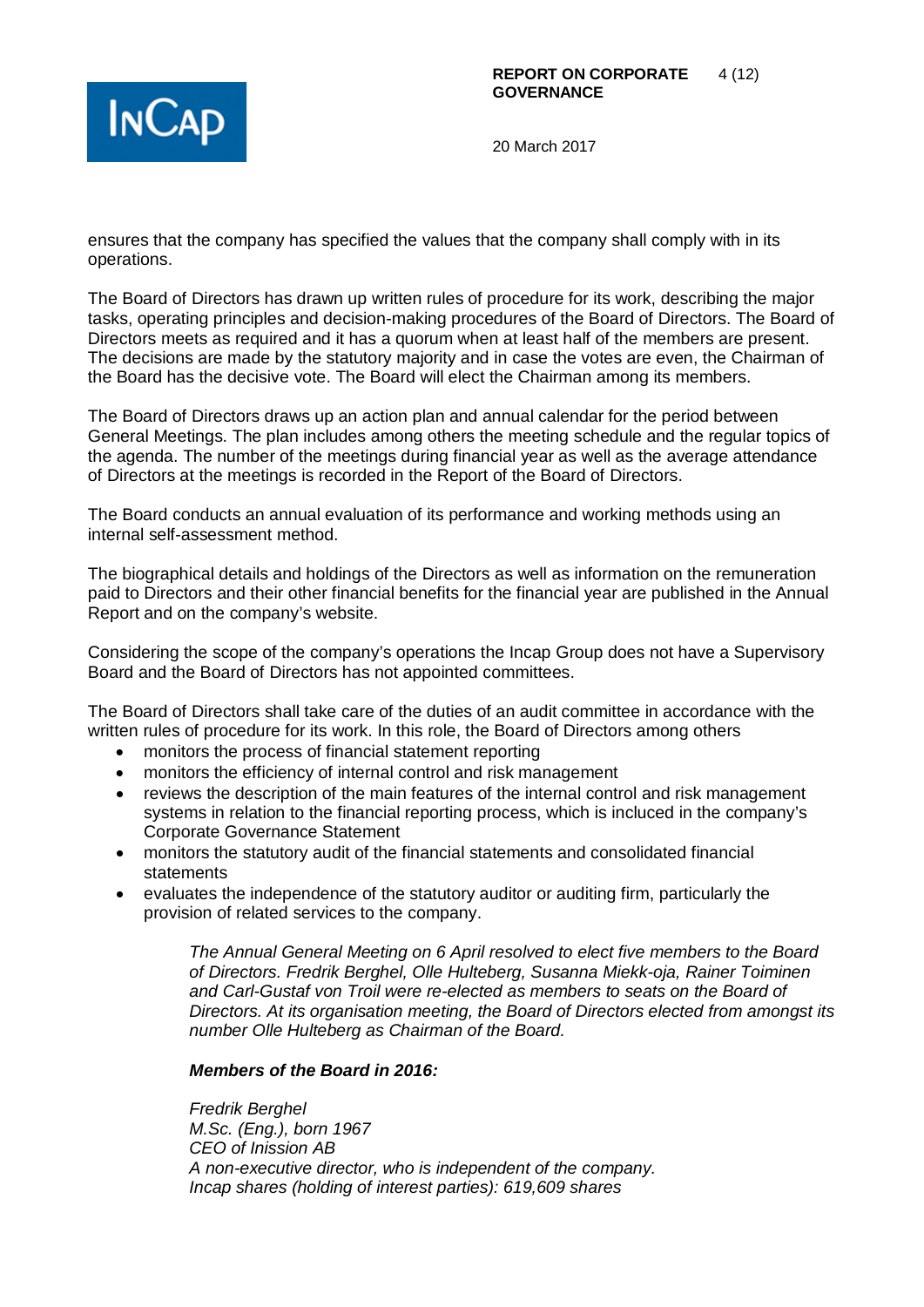ensures that the company has specified the values that the company shall comply with in its operations.

The Board of Directors has drawn up written rules of procedure for its work, describing the major tasks, operating principles and decision-making procedures of the Board of Directors. The Board of Directors meets as required and it has a quorum when at least half of the members are present. The decisions are made by the statutory majority and in case the votes are even, the Chairman of the Board has the decisive vote. The Board will elect the Chairman among its members.

The Board of Directors draws up an action plan and annual calendar for the period between General Meetings. The plan includes among others the meeting schedule and the regular topics of the agenda. The number of the meetings during financial year as well as the average attendance of Directors at the meetings is recorded in the Report of the Board of Directors.

The Board conducts an annual evaluation of its performance and working methods using an internal self-assessment method.

The biographical details and holdings of the Directors as well as information on the remuneration paid to Directors and their other financial benefits for the financial year are published in the Annual Report and on the company's website.

Considering the scope of the company's operations the Incap Group does not have a Supervisory Board and the Board of Directors has not appointed committees.

The Board of Directors shall take care of the duties of an audit committee in accordance with the written rules of procedure for its work. In this role, the Board of Directors among others

- monitors the process of financial statement reporting
- monitors the efficiency of internal control and risk management
- reviews the description of the main features of the internal control and risk management systems in relation to the financial reporting process, which is incluced in the company's Corporate Governance Statement
- monitors the statutory audit of the financial statements and consolidated financial statements
- evaluates the independence of the statutory auditor or auditing firm, particularly the provision of related services to the company.

*The Annual General Meeting on 6 April resolved to elect five members to the Board of Directors. Fredrik Berghel, Olle Hulteberg, Susanna Miekk-oja, Rainer Toiminen and Carl-Gustaf von Troil were re-elected as members to seats on the Board of Directors. At its organisation meeting, the Board of Directors elected from amongst its number Olle Hulteberg as Chairman of the Board.*

***Members of the Board in 2016:***

*Fredrik Berghel*
*M.Sc. (Eng.), born 1967*
*CEO of Inission AB*
*A non-executive director, who is independent of the company.*
*Incap shares (holding of interest parties): 619,609 shares*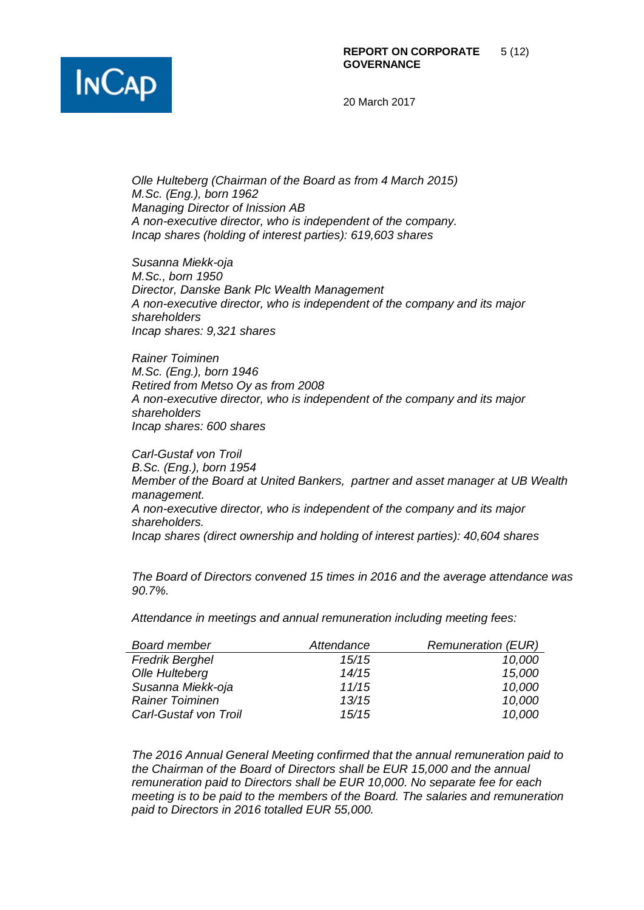*Olle Hulteberg (Chairman of the Board as from 4 March 2015)*
*M.Sc. (Eng.), born 1962*
*Managing Director of Inission AB*
*A non-executive director, who is independent of the company.*
*Incap shares (holding of interest parties): 619,603 shares*

*Susanna Miekk-oja*
*M.Sc., born 1950*
*Director, Danske Bank Plc Wealth Management*
*A non-executive director, who is independent of the company and its major shareholders*
*Incap shares: 9,321 shares*

*Rainer Toiminen*
*M.Sc. (Eng.), born 1946*
*Retired from Metso Oy as from 2008*
*A non-executive director, who is independent of the company and its major shareholders*
*Incap shares: 600 shares*

*Carl-Gustaf von Troil*
*B.Sc. (Eng.), born 1954*
*Member of the Board at United Bankers, partner and asset manager at UB Wealth management.*
*A non-executive director, who is independent of the company and its major shareholders.*
*Incap shares (direct ownership and holding of interest parties): 40,604 shares*

*The Board of Directors convened 15 times in 2016 and the average attendance was 90.7%.*

*Attendance in meetings and annual remuneration including meeting fees:*

| *Board member* | *Attendance* | *Remuneration (EUR)* |
|---|---|---|
| *Fredrik Berghel* | *15/15* | *10,000* |
| *Olle Hulteberg* | *14/15* | *15,000* |
| *Susanna Miekk-oja* | *11/15* | *10,000* |
| *Rainer Toiminen* | *13/15* | *10,000* |
| *Carl-Gustaf von Troil* | *15/15* | *10,000* |

*The 2016 Annual General Meeting confirmed that the annual remuneration paid to the Chairman of the Board of Directors shall be EUR 15,000 and the annual remuneration paid to Directors shall be EUR 10,000. No separate fee for each meeting is to be paid to the members of the Board. The salaries and remuneration paid to Directors in 2016 totalled EUR 55,000.*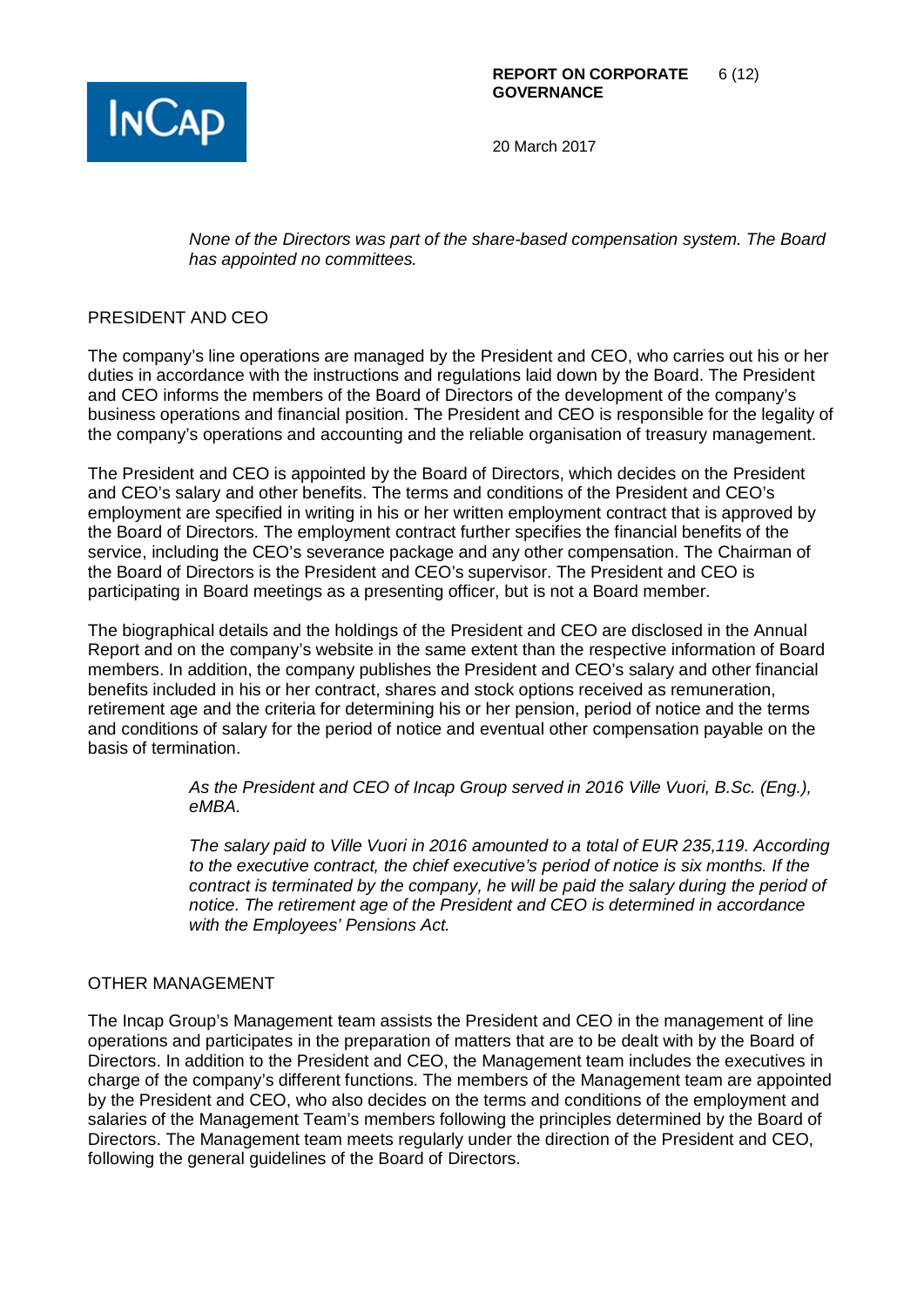*None of the Directors was part of the share-based compensation system. The Board has appointed no committees.*

## PRESIDENT AND CEO

The company's line operations are managed by the President and CEO, who carries out his or her duties in accordance with the instructions and regulations laid down by the Board. The President and CEO informs the members of the Board of Directors of the development of the company's business operations and financial position. The President and CEO is responsible for the legality of the company's operations and accounting and the reliable organisation of treasury management.

The President and CEO is appointed by the Board of Directors, which decides on the President and CEO's salary and other benefits. The terms and conditions of the President and CEO's employment are specified in writing in his or her written employment contract that is approved by the Board of Directors. The employment contract further specifies the financial benefits of the service, including the CEO's severance package and any other compensation. The Chairman of the Board of Directors is the President and CEO's supervisor. The President and CEO is participating in Board meetings as a presenting officer, but is not a Board member.

The biographical details and the holdings of the President and CEO are disclosed in the Annual Report and on the company's website in the same extent than the respective information of Board members. In addition, the company publishes the President and CEO's salary and other financial benefits included in his or her contract, shares and stock options received as remuneration, retirement age and the criteria for determining his or her pension, period of notice and the terms and conditions of salary for the period of notice and eventual other compensation payable on the basis of termination.

*As the President and CEO of Incap Group served in 2016 Ville Vuori, B.Sc. (Eng.), eMBA.*

*The salary paid to Ville Vuori in 2016 amounted to a total of EUR 235,119. According to the executive contract, the chief executive's period of notice is six months. If the contract is terminated by the company, he will be paid the salary during the period of notice. The retirement age of the President and CEO is determined in accordance with the Employees' Pensions Act.*

## OTHER MANAGEMENT

The Incap Group's Management team assists the President and CEO in the management of line operations and participates in the preparation of matters that are to be dealt with by the Board of Directors. In addition to the President and CEO, the Management team includes the executives in charge of the company's different functions. The members of the Management team are appointed by the President and CEO, who also decides on the terms and conditions of the employment and salaries of the Management Team's members following the principles determined by the Board of Directors. The Management team meets regularly under the direction of the President and CEO, following the general guidelines of the Board of Directors.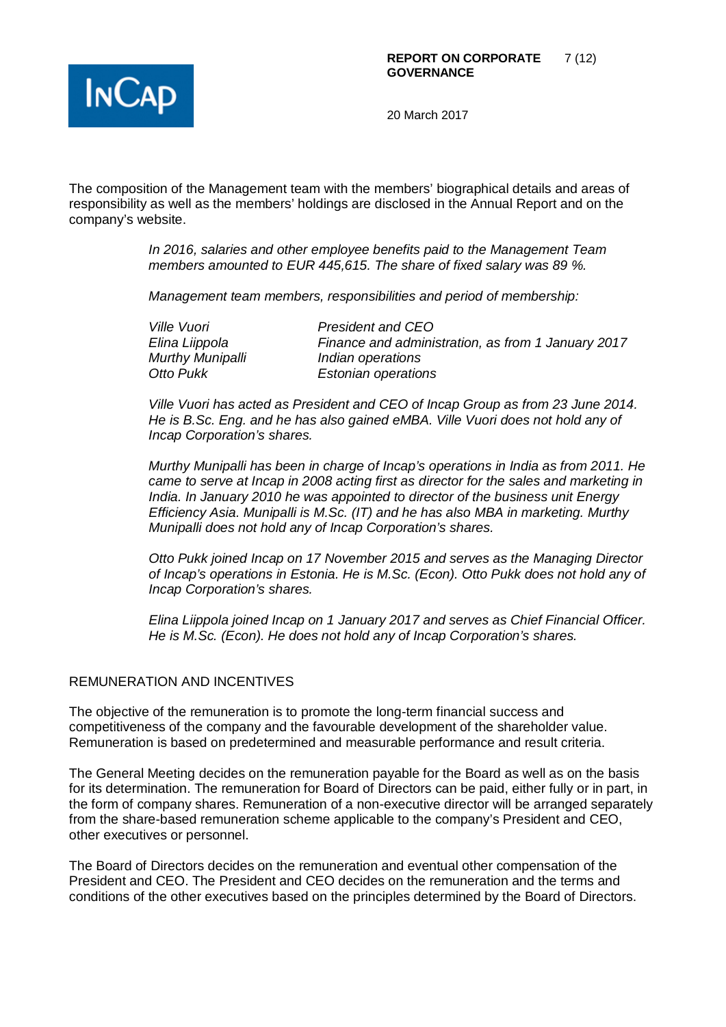The composition of the Management team with the members' biographical details and areas of responsibility as well as the members' holdings are disclosed in the Annual Report and on the company's website.

*In 2016, salaries and other employee benefits paid to the Management Team members amounted to EUR 445,615. The share of fixed salary was 89 %.*

*Management team members, responsibilities and period of membership:*

| | |
|---|---|
| *Ville Vuori* | *President and CEO* |
| *Elina Liippola* | *Finance and administration, as from 1 January 2017* |
| *Murthy Munipalli* | *Indian operations* |
| *Otto Pukk* | *Estonian operations* |

*Ville Vuori has acted as President and CEO of Incap Group as from 23 June 2014. He is B.Sc. Eng. and he has also gained eMBA. Ville Vuori does not hold any of Incap Corporation's shares.*

*Murthy Munipalli has been in charge of Incap's operations in India as from 2011. He came to serve at Incap in 2008 acting first as director for the sales and marketing in India. In January 2010 he was appointed to director of the business unit Energy Efficiency Asia. Munipalli is M.Sc. (IT) and he has also MBA in marketing. Murthy Munipalli does not hold any of Incap Corporation's shares.*

*Otto Pukk joined Incap on 17 November 2015 and serves as the Managing Director of Incap's operations in Estonia. He is M.Sc. (Econ). Otto Pukk does not hold any of Incap Corporation's shares.*

*Elina Liippola joined Incap on 1 January 2017 and serves as Chief Financial Officer. He is M.Sc. (Econ). He does not hold any of Incap Corporation's shares.*

## REMUNERATION AND INCENTIVES

The objective of the remuneration is to promote the long-term financial success and competitiveness of the company and the favourable development of the shareholder value. Remuneration is based on predetermined and measurable performance and result criteria.

The General Meeting decides on the remuneration payable for the Board as well as on the basis for its determination. The remuneration for Board of Directors can be paid, either fully or in part, in the form of company shares. Remuneration of a non-executive director will be arranged separately from the share-based remuneration scheme applicable to the company's President and CEO, other executives or personnel.

The Board of Directors decides on the remuneration and eventual other compensation of the President and CEO. The President and CEO decides on the remuneration and the terms and conditions of the other executives based on the principles determined by the Board of Directors.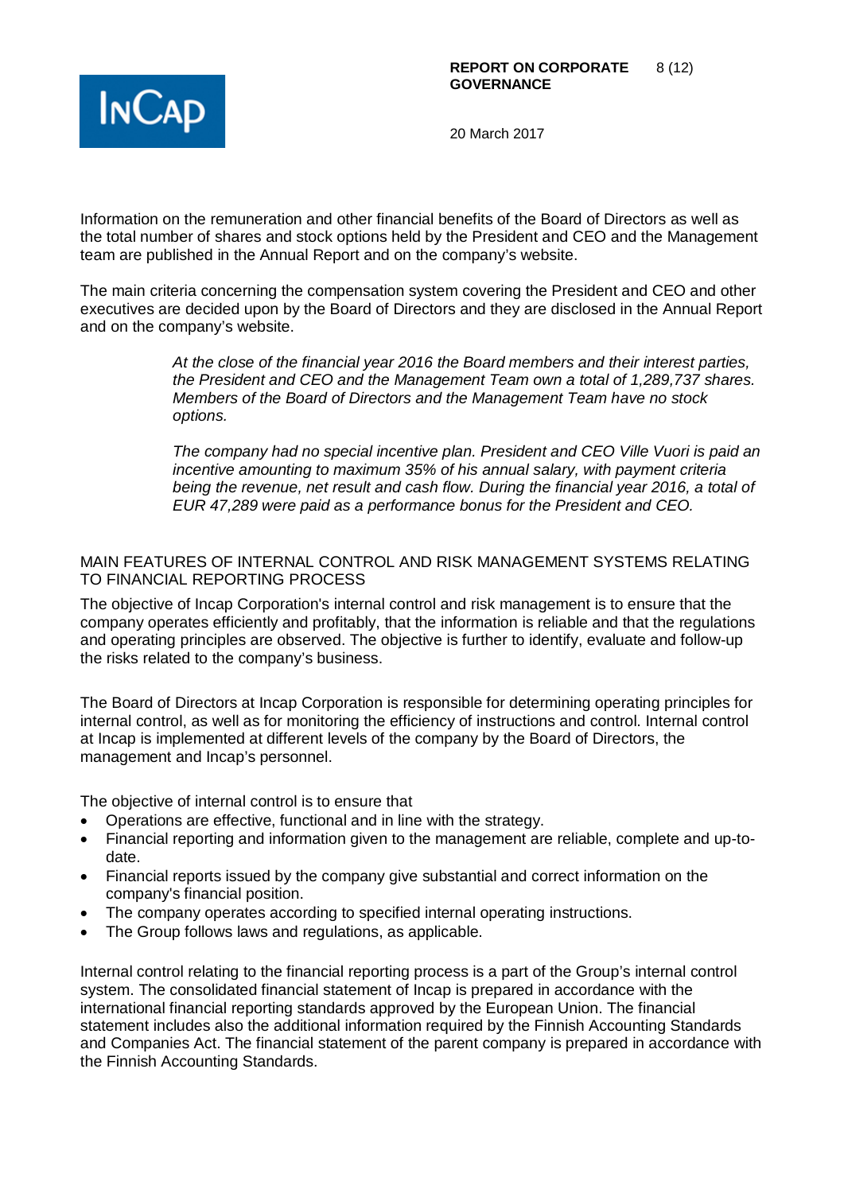Information on the remuneration and other financial benefits of the Board of Directors as well as the total number of shares and stock options held by the President and CEO and the Management team are published in the Annual Report and on the company's website.

The main criteria concerning the compensation system covering the President and CEO and other executives are decided upon by the Board of Directors and they are disclosed in the Annual Report and on the company's website.

> *At the close of the financial year 2016 the Board members and their interest parties, the President and CEO and the Management Team own a total of 1,289,737 shares. Members of the Board of Directors and the Management Team have no stock options.*
>
> *The company had no special incentive plan. President and CEO Ville Vuori is paid an incentive amounting to maximum 35% of his annual salary, with payment criteria being the revenue, net result and cash flow. During the financial year 2016, a total of EUR 47,289 were paid as a performance bonus for the President and CEO.*

## MAIN FEATURES OF INTERNAL CONTROL AND RISK MANAGEMENT SYSTEMS RELATING TO FINANCIAL REPORTING PROCESS

The objective of Incap Corporation's internal control and risk management is to ensure that the company operates efficiently and profitably, that the information is reliable and that the regulations and operating principles are observed. The objective is further to identify, evaluate and follow-up the risks related to the company's business.

The Board of Directors at Incap Corporation is responsible for determining operating principles for internal control, as well as for monitoring the efficiency of instructions and control. Internal control at Incap is implemented at different levels of the company by the Board of Directors, the management and Incap's personnel.

The objective of internal control is to ensure that

- Operations are effective, functional and in line with the strategy.
- Financial reporting and information given to the management are reliable, complete and up-to-date.
- Financial reports issued by the company give substantial and correct information on the company's financial position.
- The company operates according to specified internal operating instructions.
- The Group follows laws and regulations, as applicable.

Internal control relating to the financial reporting process is a part of the Group's internal control system. The consolidated financial statement of Incap is prepared in accordance with the international financial reporting standards approved by the European Union. The financial statement includes also the additional information required by the Finnish Accounting Standards and Companies Act. The financial statement of the parent company is prepared in accordance with the Finnish Accounting Standards.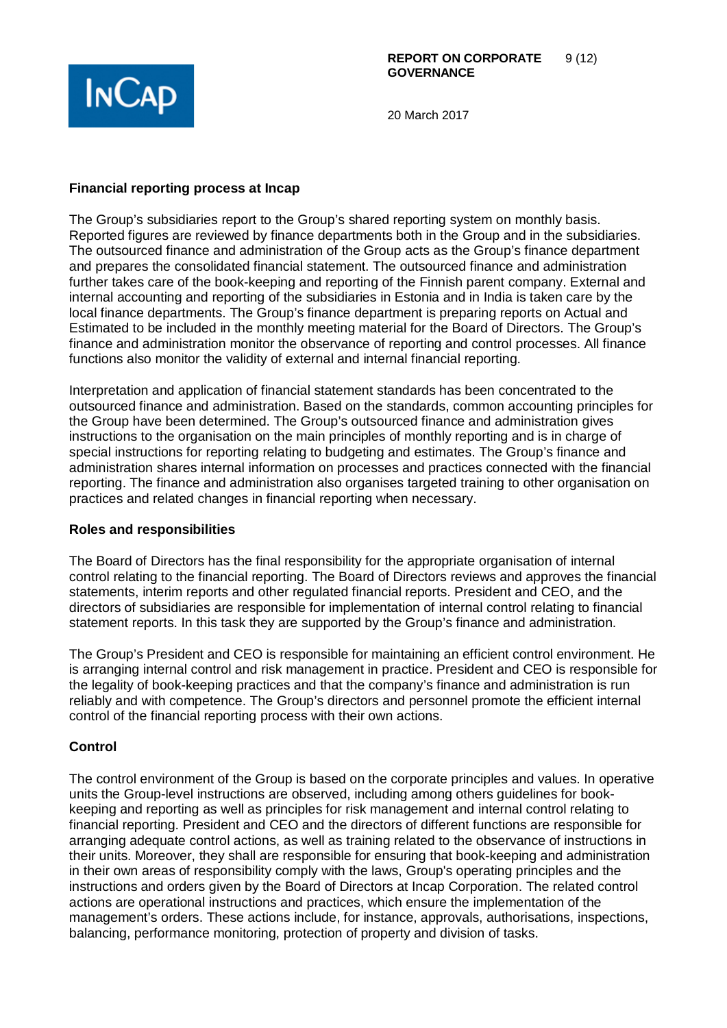## Financial reporting process at Incap

The Group's subsidiaries report to the Group's shared reporting system on monthly basis. Reported figures are reviewed by finance departments both in the Group and in the subsidiaries. The outsourced finance and administration of the Group acts as the Group's finance department and prepares the consolidated financial statement. The outsourced finance and administration further takes care of the book-keeping and reporting of the Finnish parent company. External and internal accounting and reporting of the subsidiaries in Estonia and in India is taken care by the local finance departments. The Group's finance department is preparing reports on Actual and Estimated to be included in the monthly meeting material for the Board of Directors. The Group's finance and administration monitor the observance of reporting and control processes. All finance functions also monitor the validity of external and internal financial reporting.

Interpretation and application of financial statement standards has been concentrated to the outsourced finance and administration. Based on the standards, common accounting principles for the Group have been determined. The Group's outsourced finance and administration gives instructions to the organisation on the main principles of monthly reporting and is in charge of special instructions for reporting relating to budgeting and estimates. The Group's finance and administration shares internal information on processes and practices connected with the financial reporting. The finance and administration also organises targeted training to other organisation on practices and related changes in financial reporting when necessary.

## Roles and responsibilities

The Board of Directors has the final responsibility for the appropriate organisation of internal control relating to the financial reporting. The Board of Directors reviews and approves the financial statements, interim reports and other regulated financial reports. President and CEO, and the directors of subsidiaries are responsible for implementation of internal control relating to financial statement reports. In this task they are supported by the Group's finance and administration.

The Group's President and CEO is responsible for maintaining an efficient control environment. He is arranging internal control and risk management in practice. President and CEO is responsible for the legality of book-keeping practices and that the company's finance and administration is run reliably and with competence. The Group's directors and personnel promote the efficient internal control of the financial reporting process with their own actions.

## Control

The control environment of the Group is based on the corporate principles and values. In operative units the Group-level instructions are observed, including among others guidelines for book-keeping and reporting as well as principles for risk management and internal control relating to financial reporting. President and CEO and the directors of different functions are responsible for arranging adequate control actions, as well as training related to the observance of instructions in their units. Moreover, they shall are responsible for ensuring that book-keeping and administration in their own areas of responsibility comply with the laws, Group's operating principles and the instructions and orders given by the Board of Directors at Incap Corporation. The related control actions are operational instructions and practices, which ensure the implementation of the management's orders. These actions include, for instance, approvals, authorisations, inspections, balancing, performance monitoring, protection of property and division of tasks.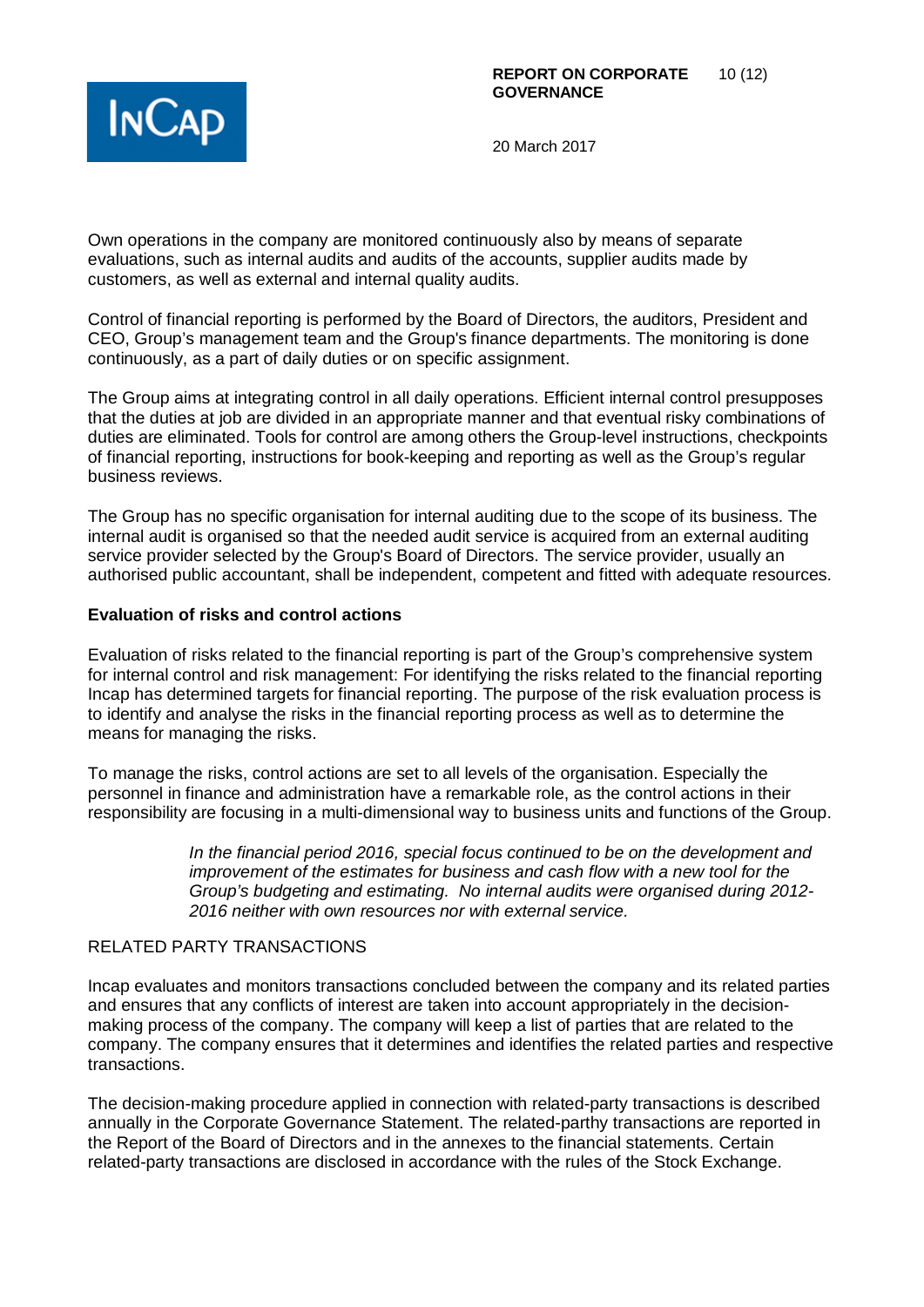Own operations in the company are monitored continuously also by means of separate evaluations, such as internal audits and audits of the accounts, supplier audits made by customers, as well as external and internal quality audits.

Control of financial reporting is performed by the Board of Directors, the auditors, President and CEO, Group's management team and the Group's finance departments. The monitoring is done continuously, as a part of daily duties or on specific assignment.

The Group aims at integrating control in all daily operations. Efficient internal control presupposes that the duties at job are divided in an appropriate manner and that eventual risky combinations of duties are eliminated. Tools for control are among others the Group-level instructions, checkpoints of financial reporting, instructions for book-keeping and reporting as well as the Group's regular business reviews.

The Group has no specific organisation for internal auditing due to the scope of its business. The internal audit is organised so that the needed audit service is acquired from an external auditing service provider selected by the Group's Board of Directors. The service provider, usually an authorised public accountant, shall be independent, competent and fitted with adequate resources.

**Evaluation of risks and control actions**

Evaluation of risks related to the financial reporting is part of the Group's comprehensive system for internal control and risk management: For identifying the risks related to the financial reporting Incap has determined targets for financial reporting. The purpose of the risk evaluation process is to identify and analyse the risks in the financial reporting process as well as to determine the means for managing the risks.

To manage the risks, control actions are set to all levels of the organisation. Especially the personnel in finance and administration have a remarkable role, as the control actions in their responsibility are focusing in a multi-dimensional way to business units and functions of the Group.

> *In the financial period 2016, special focus continued to be on the development and improvement of the estimates for business and cash flow with a new tool for the Group's budgeting and estimating. No internal audits were organised during 2012-2016 neither with own resources nor with external service.*

## RELATED PARTY TRANSACTIONS

Incap evaluates and monitors transactions concluded between the company and its related parties and ensures that any conflicts of interest are taken into account appropriately in the decision-making process of the company. The company will keep a list of parties that are related to the company. The company ensures that it determines and identifies the related parties and respective transactions.

The decision-making procedure applied in connection with related-party transactions is described annually in the Corporate Governance Statement. The related-parthy transactions are reported in the Report of the Board of Directors and in the annexes to the financial statements. Certain related-party transactions are disclosed in accordance with the rules of the Stock Exchange.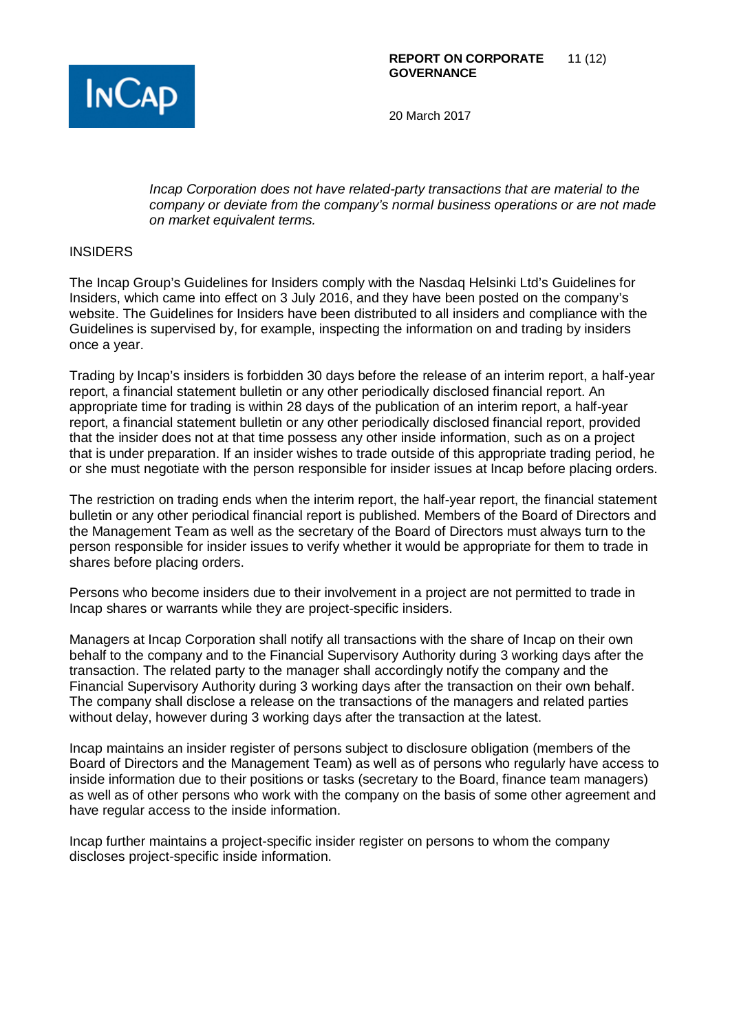*Incap Corporation does not have related-party transactions that are material to the company or deviate from the company's normal business operations or are not made on market equivalent terms.*

## INSIDERS

The Incap Group's Guidelines for Insiders comply with the Nasdaq Helsinki Ltd's Guidelines for Insiders, which came into effect on 3 July 2016, and they have been posted on the company's website. The Guidelines for Insiders have been distributed to all insiders and compliance with the Guidelines is supervised by, for example, inspecting the information on and trading by insiders once a year.

Trading by Incap's insiders is forbidden 30 days before the release of an interim report, a half-year report, a financial statement bulletin or any other periodically disclosed financial report. An appropriate time for trading is within 28 days of the publication of an interim report, a half-year report, a financial statement bulletin or any other periodically disclosed financial report, provided that the insider does not at that time possess any other inside information, such as on a project that is under preparation. If an insider wishes to trade outside of this appropriate trading period, he or she must negotiate with the person responsible for insider issues at Incap before placing orders.

The restriction on trading ends when the interim report, the half-year report, the financial statement bulletin or any other periodical financial report is published. Members of the Board of Directors and the Management Team as well as the secretary of the Board of Directors must always turn to the person responsible for insider issues to verify whether it would be appropriate for them to trade in shares before placing orders.

Persons who become insiders due to their involvement in a project are not permitted to trade in Incap shares or warrants while they are project-specific insiders.

Managers at Incap Corporation shall notify all transactions with the share of Incap on their own behalf to the company and to the Financial Supervisory Authority during 3 working days after the transaction. The related party to the manager shall accordingly notify the company and the Financial Supervisory Authority during 3 working days after the transaction on their own behalf. The company shall disclose a release on the transactions of the managers and related parties without delay, however during 3 working days after the transaction at the latest.

Incap maintains an insider register of persons subject to disclosure obligation (members of the Board of Directors and the Management Team) as well as of persons who regularly have access to inside information due to their positions or tasks (secretary to the Board, finance team managers) as well as of other persons who work with the company on the basis of some other agreement and have regular access to the inside information.

Incap further maintains a project-specific insider register on persons to whom the company discloses project-specific inside information.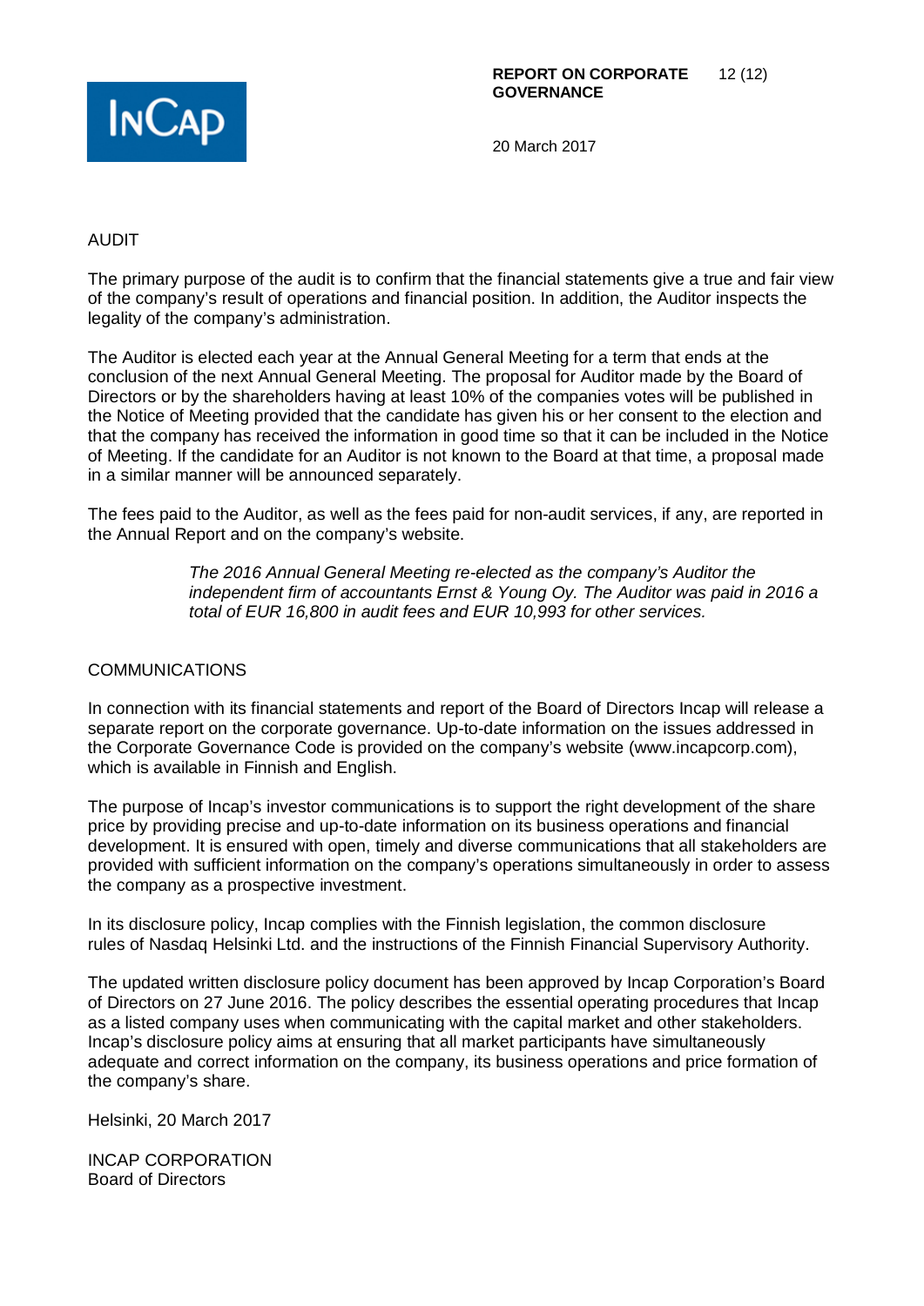## AUDIT

The primary purpose of the audit is to confirm that the financial statements give a true and fair view of the company's result of operations and financial position. In addition, the Auditor inspects the legality of the company's administration.

The Auditor is elected each year at the Annual General Meeting for a term that ends at the conclusion of the next Annual General Meeting. The proposal for Auditor made by the Board of Directors or by the shareholders having at least 10% of the companies votes will be published in the Notice of Meeting provided that the candidate has given his or her consent to the election and that the company has received the information in good time so that it can be included in the Notice of Meeting. If the candidate for an Auditor is not known to the Board at that time, a proposal made in a similar manner will be announced separately.

The fees paid to the Auditor, as well as the fees paid for non-audit services, if any, are reported in the Annual Report and on the company's website.

> *The 2016 Annual General Meeting re-elected as the company's Auditor the independent firm of accountants Ernst & Young Oy. The Auditor was paid in 2016 a total of EUR 16,800 in audit fees and EUR 10,993 for other services.*

## COMMUNICATIONS

In connection with its financial statements and report of the Board of Directors Incap will release a separate report on the corporate governance. Up-to-date information on the issues addressed in the Corporate Governance Code is provided on the company's website (www.incapcorp.com), which is available in Finnish and English.

The purpose of Incap's investor communications is to support the right development of the share price by providing precise and up-to-date information on its business operations and financial development. It is ensured with open, timely and diverse communications that all stakeholders are provided with sufficient information on the company's operations simultaneously in order to assess the company as a prospective investment.

In its disclosure policy, Incap complies with the Finnish legislation, the common disclosure rules of Nasdaq Helsinki Ltd. and the instructions of the Finnish Financial Supervisory Authority.

The updated written disclosure policy document has been approved by Incap Corporation's Board of Directors on 27 June 2016. The policy describes the essential operating procedures that Incap as a listed company uses when communicating with the capital market and other stakeholders. Incap's disclosure policy aims at ensuring that all market participants have simultaneously adequate and correct information on the company, its business operations and price formation of the company's share.

Helsinki, 20 March 2017

INCAP CORPORATION
Board of Directors